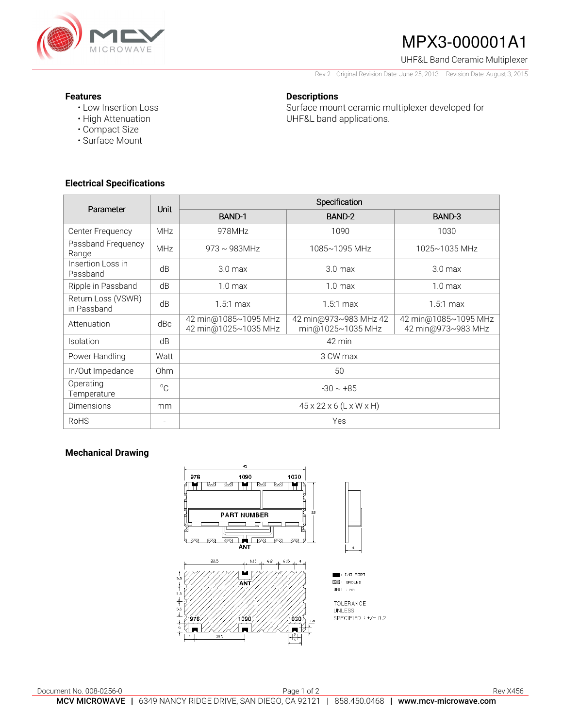# MPX3-000001A1

UHF&L Band Ceramic Multiplexer

Rev 2– Original Revision Date: June 25, 2013 – Revision Date: August 3, 2015

### Features

- Low Insertion Loss
- High Attenuation
- Compact Size
- Surface Mount

### Descriptions

Surface mount ceramic multiplexer developed for UHF&L band applications.

### Electrical Specifications

| Parameter | Unit | Specification | | |
|---|---|---|---|---|
| | | BAND-1 | BAND-2 | BAND-3 |
| Center Frequency | MHz | 978MHz | 1090 | 1030 |
| Passband Frequency Range | MHz | 973 ~ 983MHz | 1085~1095 MHz | 1025~1035 MHz |
| Insertion Loss in Passband | dB | 3.0 max | 3.0 max | 3.0 max |
| Ripple in Passband | dB | 1.0 max | 1.0 max | 1.0 max |
| Return Loss (VSWR) in Passband | dB | 1.5:1 max | 1.5:1 max | 1.5:1 max |
| Attenuation | dBc | 42 min@1085~1095 MHz 42 min@1025~1035 MHz | 42 min@973~983 MHz 42 min@1025~1035 MHz | 42 min@1085~1095 MHz 42 min@973~983 MHz |
| Isolation | dB | 42 min | | |
| Power Handling | Watt | 3 CW max | | |
| In/Out Impedance | Ohm | 50 | | |
| Operating Temperature | °C | -30 ~ +85 | | |
| Dimensions | mm | 45 x 22 x 6 (L x W x H) | | |
| RoHS | - | Yes | | |

### Mechanical Drawing

■ : I/O PORT
▨ : GROUND
UNIT : mm

TOLERANCE
UNLESS
SPECIFIED : +/- 0.2

Document No. 008-0256-0

Rev X456

**MCV MICROWAVE** | 6349 NANCY RIDGE DRIVE, SAN DIEGO, CA 92121 | 858.450.0468 | **www.mcv-microwave.com**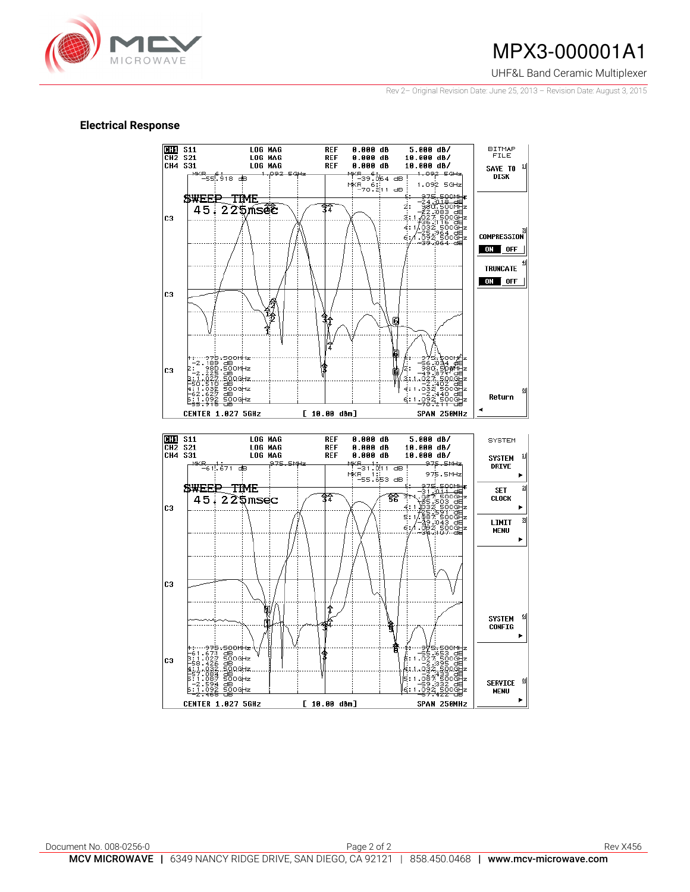## Electrical Response

CH1 S11 LOG MAG REF 0.000 dB 5.000 dB/
CH2 S21 LOG MAG REF 0.000 dB 10.000 dB/
CH4 S31 LOG MAG REF 0.000 dB 10.000 dB/

MKR 6: -55.918 dB 1.092 5GHz
MKR 6: -39.064 dB 1.092 5GHz
MKR 6: -70.211 dB 1.092 5GHz

SWEEP TIME 45.225msec

1: 975.500MHz -24.018 dB
2: 980.500MHz -22.083 dB
3:1.027 500GHz -36.116 dB
4:1.032 500GHz -25.364 dB
6:1.092 500GHz -39.064 dB

1: 975.500MHz -2.189 dB
2: 980.500MHz -2.225 dB
3:1.027 500GHz -50.510 dB
4:1.032 500GHz -62.627 dB
6:1.092 500GHz -55.918 dB

1: 975.500MHz -56.034 dB
2: 980.500MHz -49.871 dB
3:1.027 500GHz -2.402 dB
4:1.032 500GHz -2.440 dB
6:1.092 500GHz -70.211 dB

CENTER 1.027 5GHz [ 10.00 dBm] SPAN 250MHz

BITMAP FILE
SAVE TO DISK
COMPRESSION ON OFF
TRUNCATE ON OFF
Return

CH1 S11 LOG MAG REF 0.000 dB 5.000 dB/
CH2 S21 LOG MAG REF 0.000 dB 10.000 dB/
CH4 S31 LOG MAG REF 0.000 dB 10.000 dB/

MKR 1: -61.671 dB 975.5MHz
MKR 1: -31.011 dB 975.5MHz
MKR 1: -55.653 dB 975.5MHz

SWEEP TIME 45.225msec

1: 975.500MHz -31.011 dB
3:1.027 500GHz -25.503 dB
4:1.032 500GHz -25.591 dB
5:1.087 500GHz -29.043 dB
6:1.092 500GHz -34.107 dB

1: 975.500MHz -61.671 dB
3:1.027 500GHz -58.426 dB
4:1.032 500GHz -57.084 dB
5:1.087 500GHz -2.594 dB
6:1.092 500GHz -2.466 dB

1: 975.500MHz -55.653 dB
3:1.027 500GHz -2.395 dB
4:1.032 500GHz -2.433 dB
5:1.087 500GHz -59.332 dB
6:1.092 500GHz -57.422 dB

CENTER 1.027 5GHz [ 10.00 dBm] SPAN 250MHz

SYSTEM
SYSTEM DRIVE
SET CLOCK
LIMIT MENU
SYSTEM CONFIG
SERVICE MENU